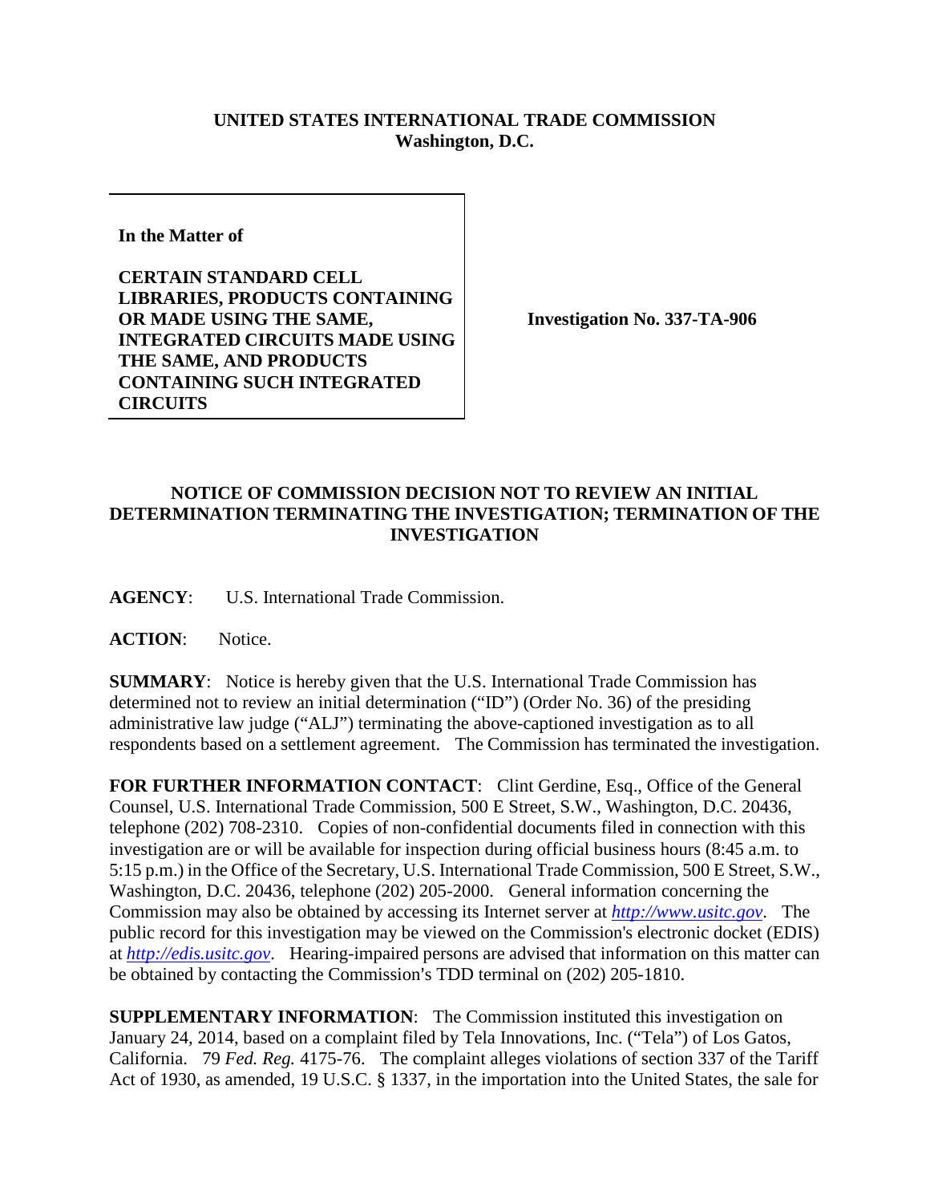**UNITED STATES INTERNATIONAL TRADE COMMISSION**
**Washington, D.C.**

| | |
|---|---|
| **In the Matter of**<br><br>**CERTAIN STANDARD CELL LIBRARIES, PRODUCTS CONTAINING OR MADE USING THE SAME, INTEGRATED CIRCUITS MADE USING THE SAME, AND PRODUCTS CONTAINING SUCH INTEGRATED CIRCUITS** | **Investigation No. 337-TA-906** |

## NOTICE OF COMMISSION DECISION NOT TO REVIEW AN INITIAL DETERMINATION TERMINATING THE INVESTIGATION; TERMINATION OF THE INVESTIGATION

**AGENCY**: U.S. International Trade Commission.

**ACTION**: Notice.

**SUMMARY**: Notice is hereby given that the U.S. International Trade Commission has determined not to review an initial determination ("ID") (Order No. 36) of the presiding administrative law judge ("ALJ") terminating the above-captioned investigation as to all respondents based on a settlement agreement. The Commission has terminated the investigation.

**FOR FURTHER INFORMATION CONTACT**: Clint Gerdine, Esq., Office of the General Counsel, U.S. International Trade Commission, 500 E Street, S.W., Washington, D.C. 20436, telephone (202) 708-2310. Copies of non-confidential documents filed in connection with this investigation are or will be available for inspection during official business hours (8:45 a.m. to 5:15 p.m.) in the Office of the Secretary, U.S. International Trade Commission, 500 E Street, S.W., Washington, D.C. 20436, telephone (202) 205-2000. General information concerning the Commission may also be obtained by accessing its Internet server at *http://www.usitc.gov*. The public record for this investigation may be viewed on the Commission's electronic docket (EDIS) at *http://edis.usitc.gov*. Hearing-impaired persons are advised that information on this matter can be obtained by contacting the Commission's TDD terminal on (202) 205-1810.

**SUPPLEMENTARY INFORMATION**: The Commission instituted this investigation on January 24, 2014, based on a complaint filed by Tela Innovations, Inc. ("Tela") of Los Gatos, California. 79 *Fed. Reg.* 4175-76. The complaint alleges violations of section 337 of the Tariff Act of 1930, as amended, 19 U.S.C. § 1337, in the importation into the United States, the sale for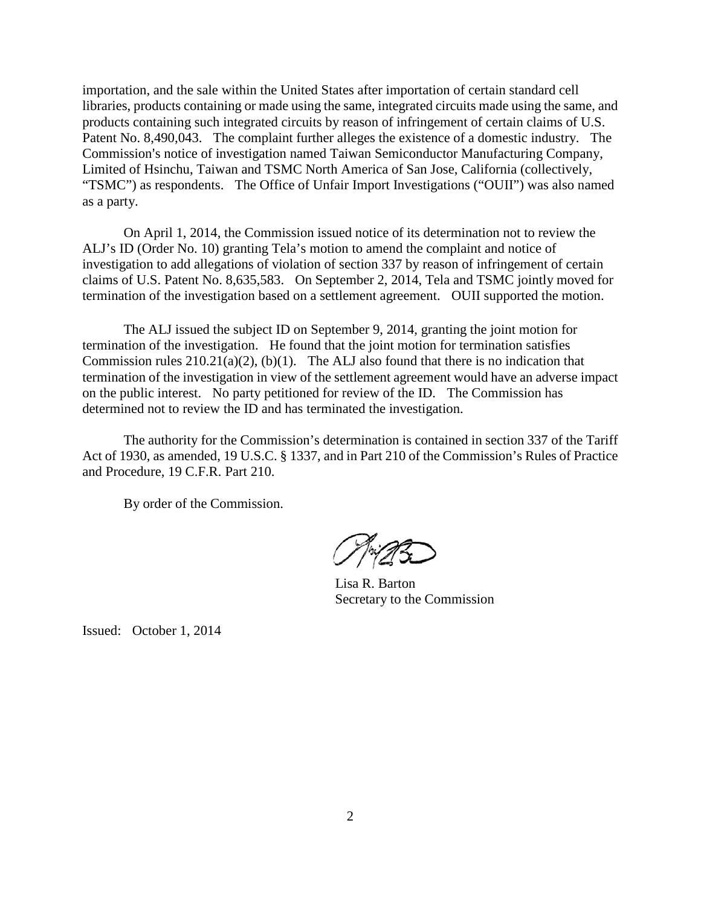importation, and the sale within the United States after importation of certain standard cell libraries, products containing or made using the same, integrated circuits made using the same, and products containing such integrated circuits by reason of infringement of certain claims of U.S. Patent No. 8,490,043. The complaint further alleges the existence of a domestic industry. The Commission's notice of investigation named Taiwan Semiconductor Manufacturing Company, Limited of Hsinchu, Taiwan and TSMC North America of San Jose, California (collectively, "TSMC") as respondents. The Office of Unfair Import Investigations ("OUII") was also named as a party.

On April 1, 2014, the Commission issued notice of its determination not to review the ALJ's ID (Order No. 10) granting Tela's motion to amend the complaint and notice of investigation to add allegations of violation of section 337 by reason of infringement of certain claims of U.S. Patent No. 8,635,583. On September 2, 2014, Tela and TSMC jointly moved for termination of the investigation based on a settlement agreement. OUII supported the motion.

The ALJ issued the subject ID on September 9, 2014, granting the joint motion for termination of the investigation. He found that the joint motion for termination satisfies Commission rules 210.21(a)(2), (b)(1). The ALJ also found that there is no indication that termination of the investigation in view of the settlement agreement would have an adverse impact on the public interest. No party petitioned for review of the ID. The Commission has determined not to review the ID and has terminated the investigation.

The authority for the Commission's determination is contained in section 337 of the Tariff Act of 1930, as amended, 19 U.S.C. § 1337, and in Part 210 of the Commission's Rules of Practice and Procedure, 19 C.F.R. Part 210.

By order of the Commission.

Lisa R. Barton
Secretary to the Commission

Issued: October 1, 2014